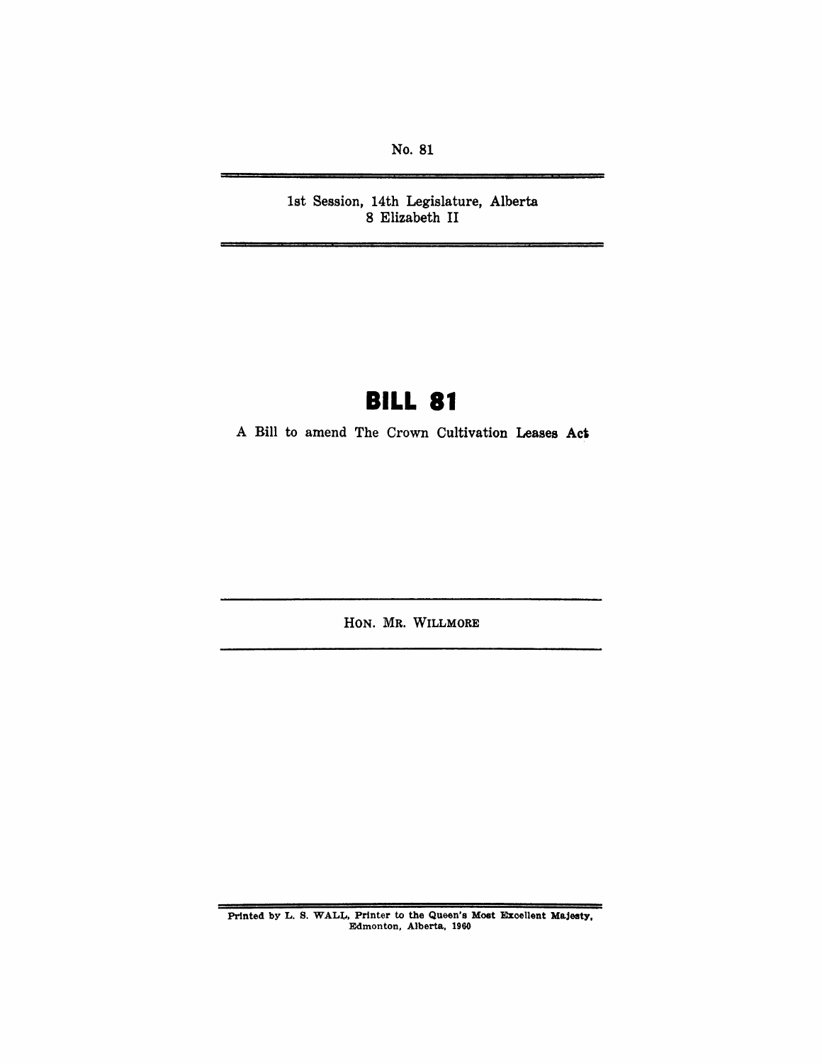No. 81

1st Session, 14th Legislature, Alberta
8 Elizabeth II

# BILL 81

A Bill to amend The Crown Cultivation Leases Act

HON. MR. WILLMORE

Printed by L. S. WALL, Printer to the Queen's Most Excellent Majesty, Edmonton, Alberta, 1960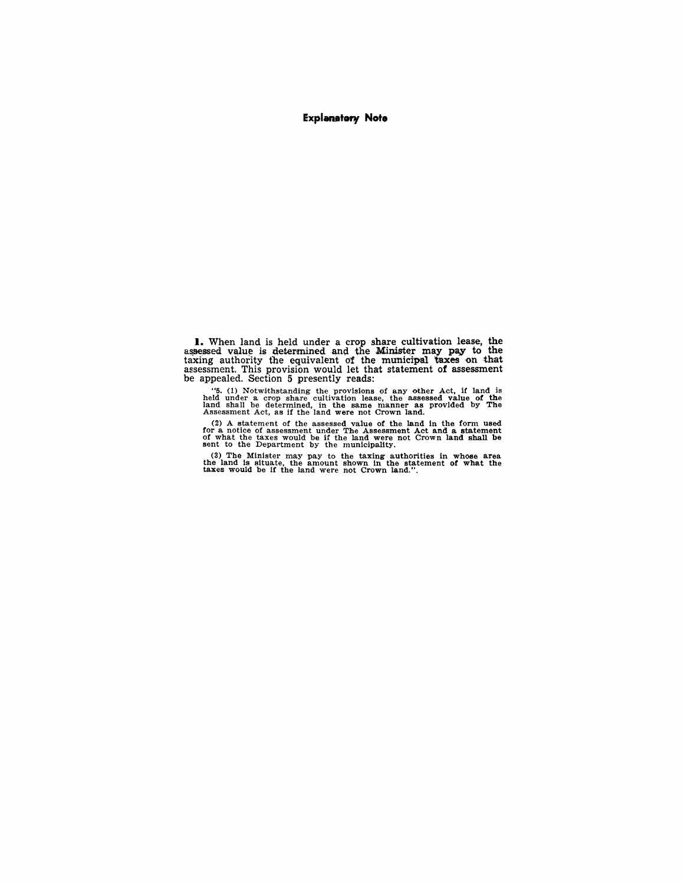## Explanatory Note

**1.** When land is held under a crop share cultivation lease, the assessed value is determined and the Minister may pay to the taxing authority the equivalent of the municipal taxes on that assessment. This provision would let that statement of assessment be appealed. Section 5 presently reads:

> "5. (1) Notwithstanding the provisions of any other Act, if land is held under a crop share cultivation lease, the assessed value of the land shall be determined, in the same manner as provided by The Assessment Act, as if the land were not Crown land.
>
> (2) A statement of the assessed value of the land in the form used for a notice of assessment under The Assessment Act and a statement of what the taxes would be if the land were not Crown land shall be sent to the Department by the municipality.
>
> (3) The Minister may pay to the taxing authorities in whose area the land is situate, the amount shown in the statement of what the taxes would be if the land were not Crown land.".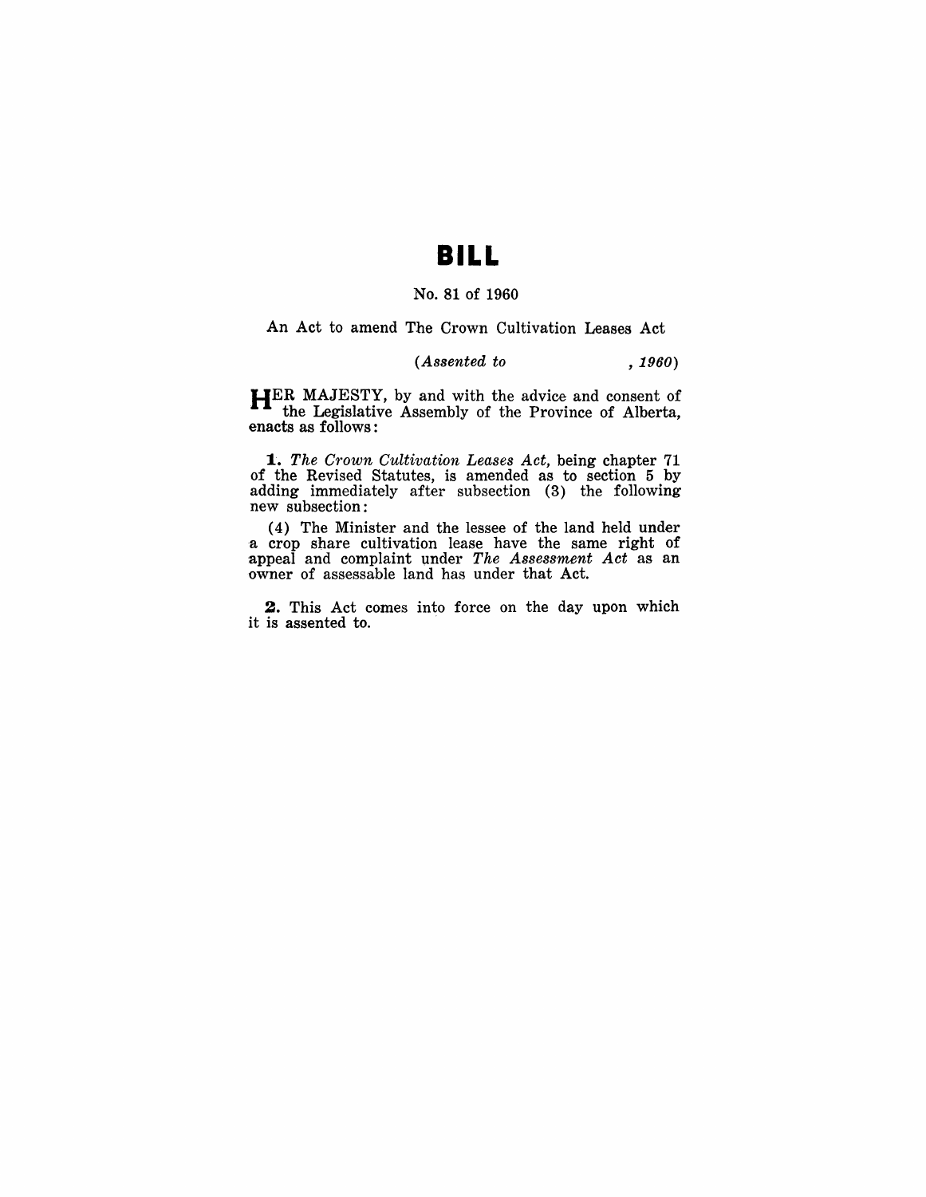# BILL

No. 81 of 1960

An Act to amend The Crown Cultivation Leases Act

*(Assented to , 1960)*

HER MAJESTY, by and with the advice and consent of the Legislative Assembly of the Province of Alberta, enacts as follows:

**1.** *The Crown Cultivation Leases Act,* being chapter 71 of the Revised Statutes, is amended as to section 5 by adding immediately after subsection (3) the following new subsection:

(4) The Minister and the lessee of the land held under a crop share cultivation lease have the same right of appeal and complaint under *The Assessment Act* as an owner of assessable land has under that Act.

**2.** This Act comes into force on the day upon which it is assented to.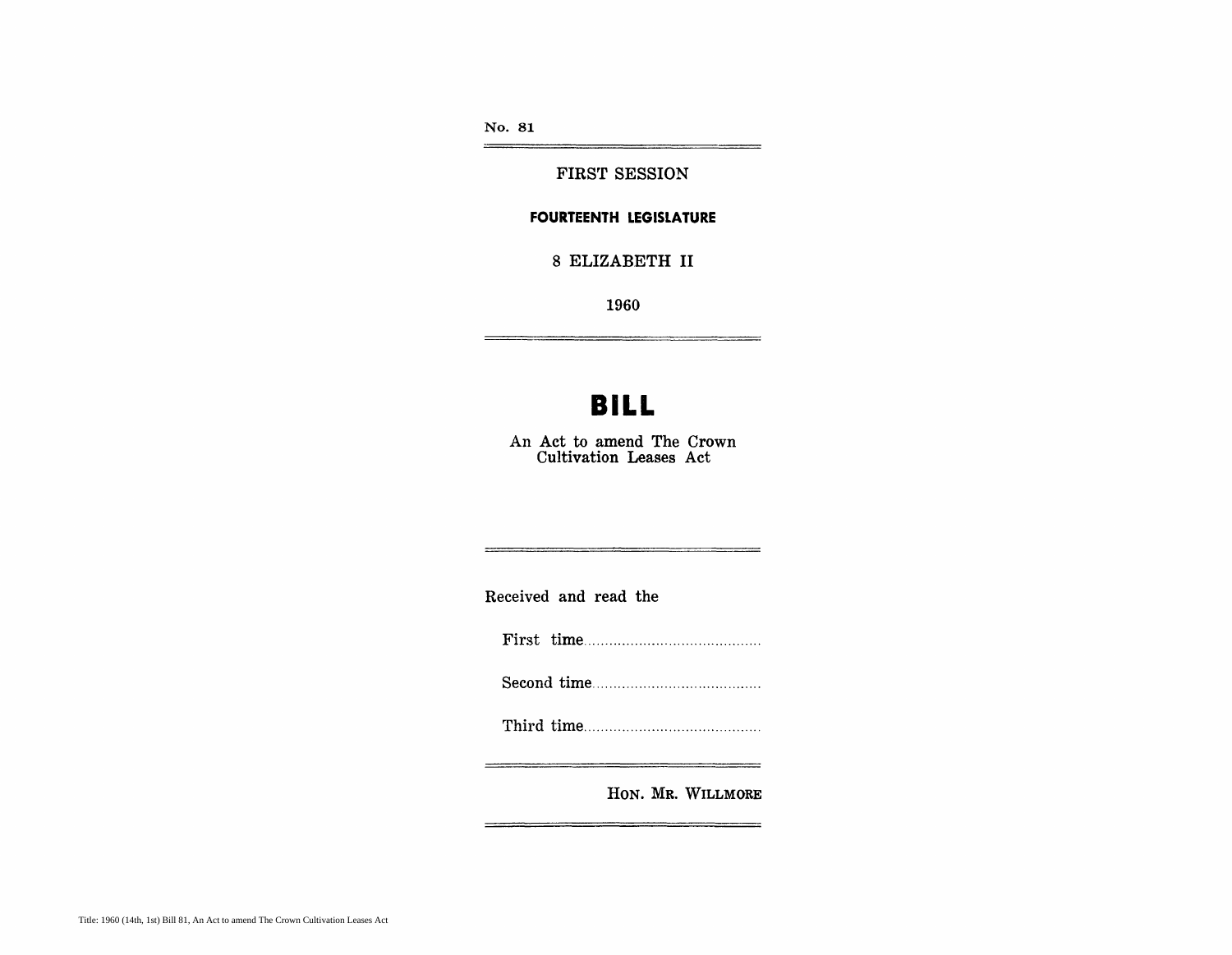No. 81

FIRST SESSION

**FOURTEENTH LEGISLATURE**

8 ELIZABETH II

1960

# BILL

An Act to amend The Crown Cultivation Leases Act

Received and read the

First time..........................................

Second time........................................

Third time..........................................

HON. MR. WILLMORE

Title: 1960 (14th, 1st) Bill 81, An Act to amend The Crown Cultivation Leases Act